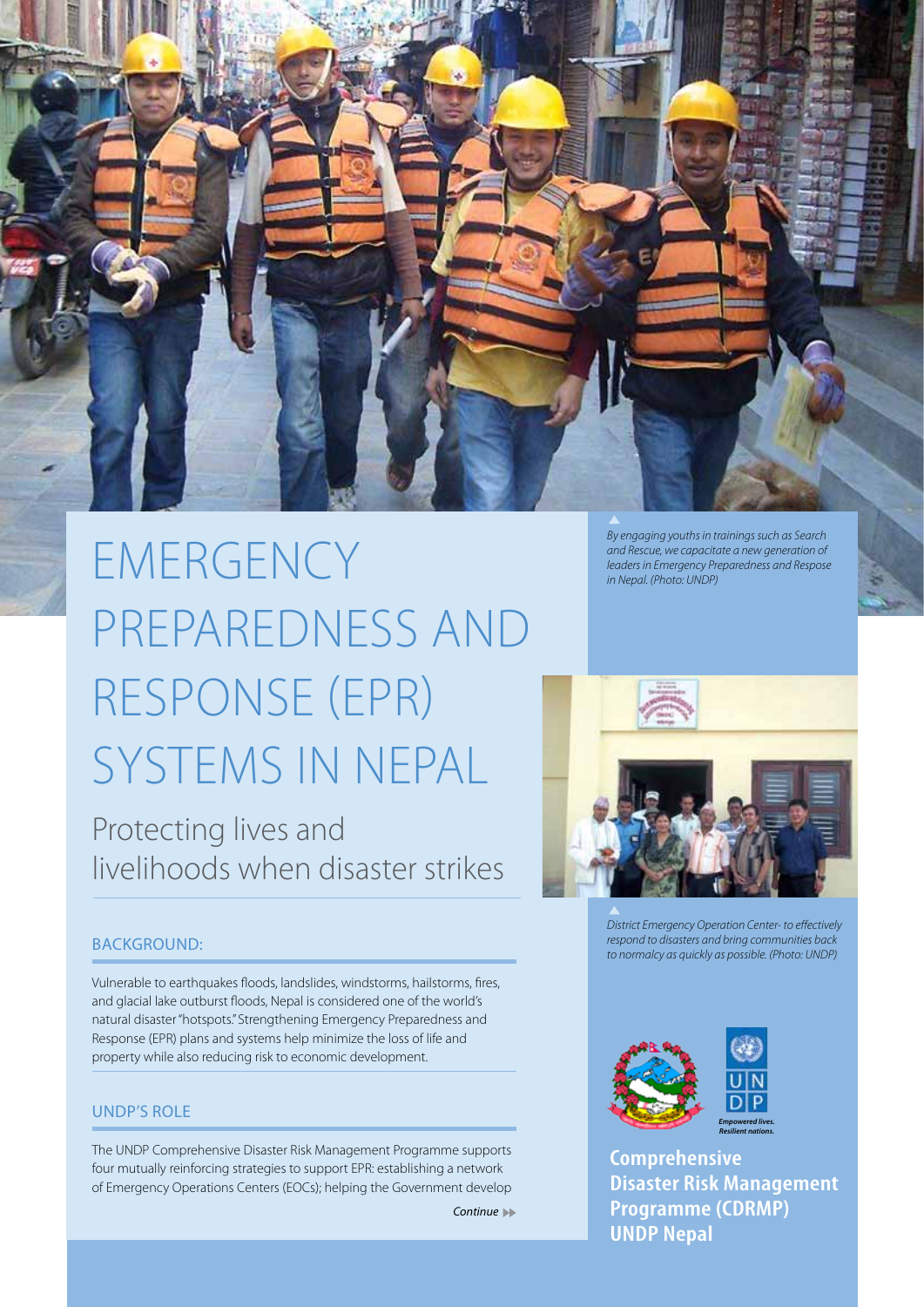# EMERGENCY PREPAREDNESS AND RESPONSE (EPR) SYSTEMS IN NEPAL

## Protecting lives and livelihoods when disaster strikes

*By engaging youths in trainings such as Search and Rescue, we capacitate a new generation of leaders in Emergency Preparedness and Respose in Nepal. (Photo: UNDP)*

*District Emergency Operation Center- to effectively respond to disasters and bring communities back to normalcy as quickly as possible. (Photo: UNDP)*

### BACKGROUND:

Vulnerable to earthquakes floods, landslides, windstorms, hailstorms, fires, and glacial lake outburst floods, Nepal is considered one of the world's natural disaster "hotspots." Strengthening Emergency Preparedness and Response (EPR) plans and systems help minimize the loss of life and property while also reducing risk to economic development.

### UNDP'S ROLE

The UNDP Comprehensive Disaster Risk Management Programme supports four mutually reinforcing strategies to support EPR: establishing a network of Emergency Operations Centers (EOCs); helping the Government develop

*Continue*

*Empowered lives. Resilient nations.*

**Comprehensive Disaster Risk Management Programme (CDRMP) UNDP Nepal**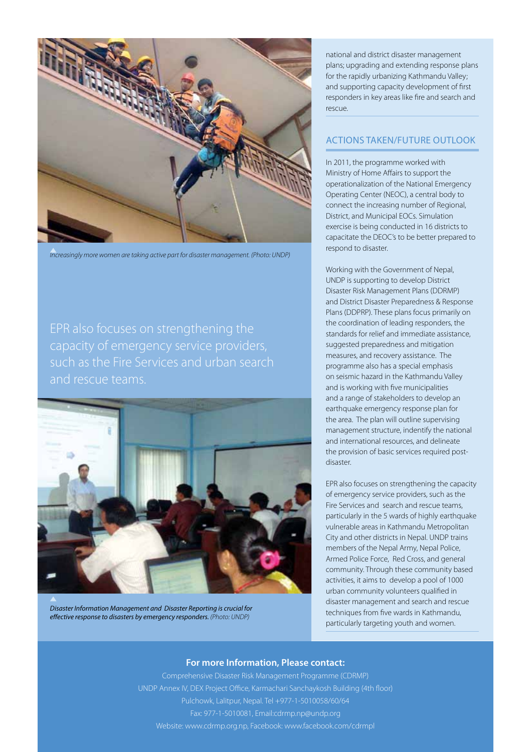*Increasingly more women are taking active part for disaster management. (Photo: UNDP)*

EPR also focuses on strengthening the capacity of emergency service providers, such as the Fire Services and urban search and rescue teams.

***Disaster Information Management and Disaster Reporting is crucial for effective response to disasters by emergency responders.*** *(Photo: UNDP)*

national and district disaster management plans; upgrading and extending response plans for the rapidly urbanizing Kathmandu Valley; and supporting capacity development of first responders in key areas like fire and search and rescue.

## ACTIONS TAKEN/FUTURE OUTLOOK

In 2011, the programme worked with Ministry of Home Affairs to support the operationalization of the National Emergency Operating Center (NEOC), a central body to connect the increasing number of Regional, District, and Municipal EOCs. Simulation exercise is being conducted in 16 districts to capacitate the DEOC's to be better prepared to respond to disaster.

Working with the Government of Nepal, UNDP is supporting to develop District Disaster Risk Management Plans (DDRMP) and District Disaster Preparedness & Response Plans (DDPRP). These plans focus primarily on the coordination of leading responders, the standards for relief and immediate assistance, suggested preparedness and mitigation measures, and recovery assistance. The programme also has a special emphasis on seismic hazard in the Kathmandu Valley and is working with five municipalities and a range of stakeholders to develop an earthquake emergency response plan for the area. The plan will outline supervising management structure, indentify the national and international resources, and delineate the provision of basic services required post-disaster.

EPR also focuses on strengthening the capacity of emergency service providers, such as the Fire Services and search and rescue teams, particularly in the 5 wards of highly earthquake vulnerable areas in Kathmandu Metropolitan City and other districts in Nepal. UNDP trains members of the Nepal Army, Nepal Police, Armed Police Force, Red Cross, and general community. Through these community based activities, it aims to develop a pool of 1000 urban community volunteers qualified in disaster management and search and rescue techniques from five wards in Kathmandu, particularly targeting youth and women.

**For more Information, Please contact:**

Comprehensive Disaster Risk Management Programme (CDRMP)
UNDP Annex IV, DEX Project Office, Karmachari Sanchaykosh Building (4th floor)
Pulchowk, Lalitpur, Nepal. Tel +977-1-5010058/60/64
Fax: 977-1-5010081, Email:cdrmp.np@undp.org
Website: www.cdrmp.org.np, Facebook: www.facebook.com/cdrmpl